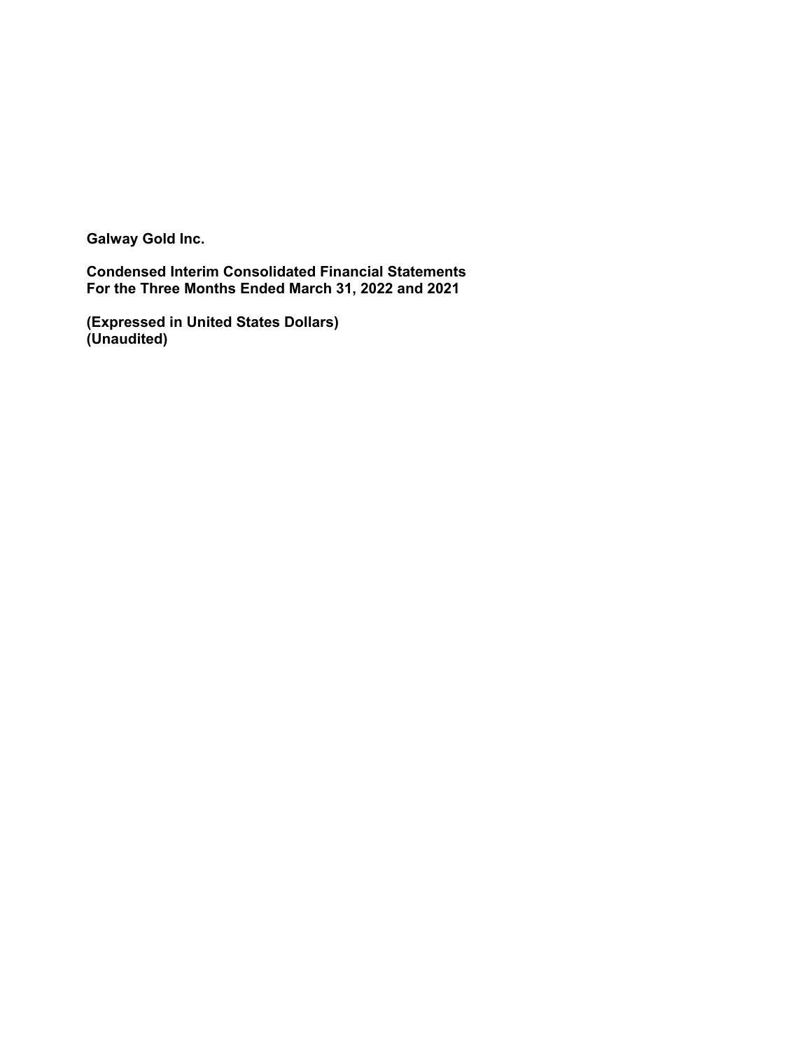**Galway Gold Inc.**

**Condensed Interim Consolidated Financial Statements**
**For the Three Months Ended March 31, 2022 and 2021**

**(Expressed in United States Dollars)**
**(Unaudited)**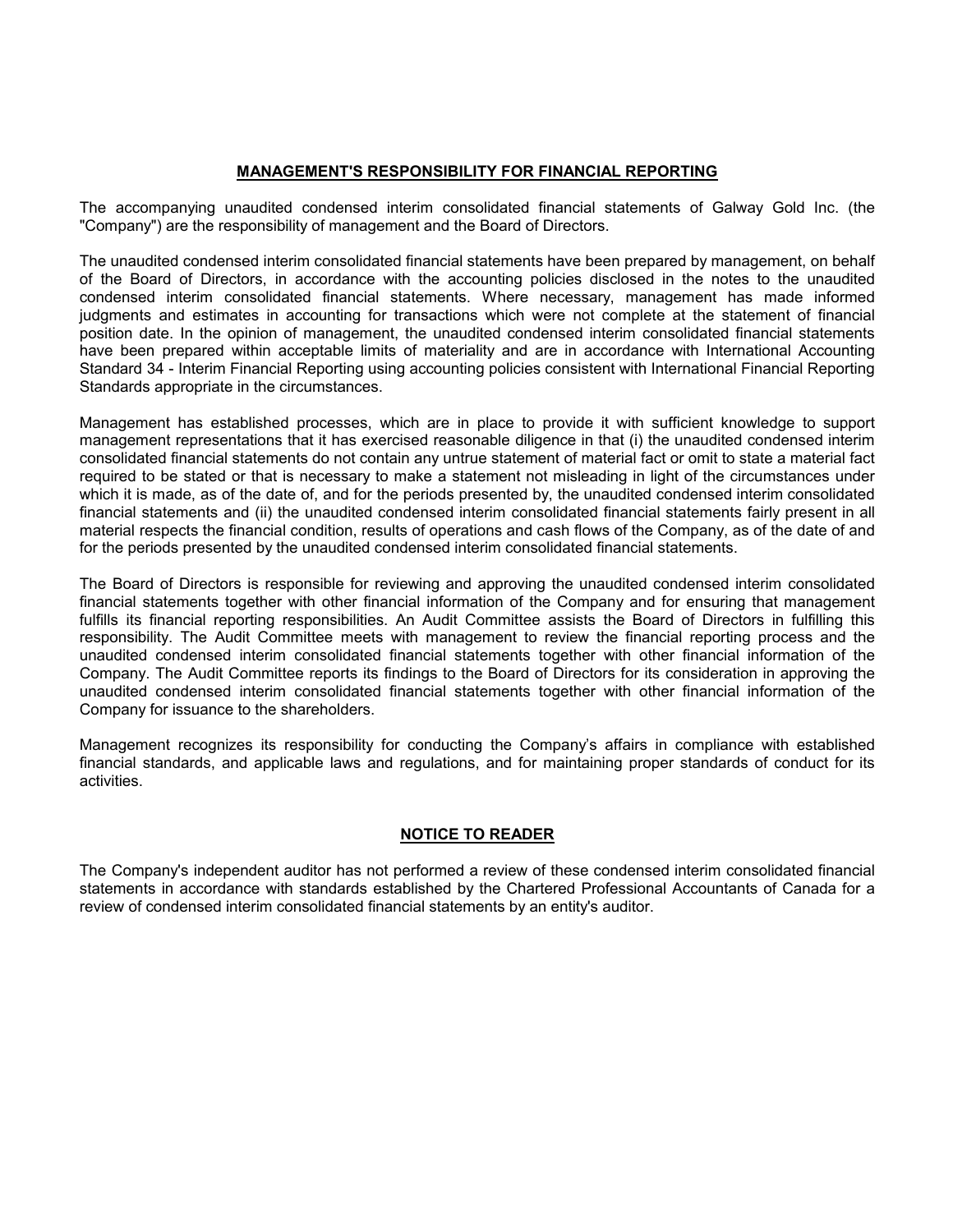## MANAGEMENT'S RESPONSIBILITY FOR FINANCIAL REPORTING

The accompanying unaudited condensed interim consolidated financial statements of Galway Gold Inc. (the "Company") are the responsibility of management and the Board of Directors.

The unaudited condensed interim consolidated financial statements have been prepared by management, on behalf of the Board of Directors, in accordance with the accounting policies disclosed in the notes to the unaudited condensed interim consolidated financial statements. Where necessary, management has made informed judgments and estimates in accounting for transactions which were not complete at the statement of financial position date. In the opinion of management, the unaudited condensed interim consolidated financial statements have been prepared within acceptable limits of materiality and are in accordance with International Accounting Standard 34 - Interim Financial Reporting using accounting policies consistent with International Financial Reporting Standards appropriate in the circumstances.

Management has established processes, which are in place to provide it with sufficient knowledge to support management representations that it has exercised reasonable diligence in that (i) the unaudited condensed interim consolidated financial statements do not contain any untrue statement of material fact or omit to state a material fact required to be stated or that is necessary to make a statement not misleading in light of the circumstances under which it is made, as of the date of, and for the periods presented by, the unaudited condensed interim consolidated financial statements and (ii) the unaudited condensed interim consolidated financial statements fairly present in all material respects the financial condition, results of operations and cash flows of the Company, as of the date of and for the periods presented by the unaudited condensed interim consolidated financial statements.

The Board of Directors is responsible for reviewing and approving the unaudited condensed interim consolidated financial statements together with other financial information of the Company and for ensuring that management fulfills its financial reporting responsibilities. An Audit Committee assists the Board of Directors in fulfilling this responsibility. The Audit Committee meets with management to review the financial reporting process and the unaudited condensed interim consolidated financial statements together with other financial information of the Company. The Audit Committee reports its findings to the Board of Directors for its consideration in approving the unaudited condensed interim consolidated financial statements together with other financial information of the Company for issuance to the shareholders.

Management recognizes its responsibility for conducting the Company's affairs in compliance with established financial standards, and applicable laws and regulations, and for maintaining proper standards of conduct for its activities.

## NOTICE TO READER

The Company's independent auditor has not performed a review of these condensed interim consolidated financial statements in accordance with standards established by the Chartered Professional Accountants of Canada for a review of condensed interim consolidated financial statements by an entity's auditor.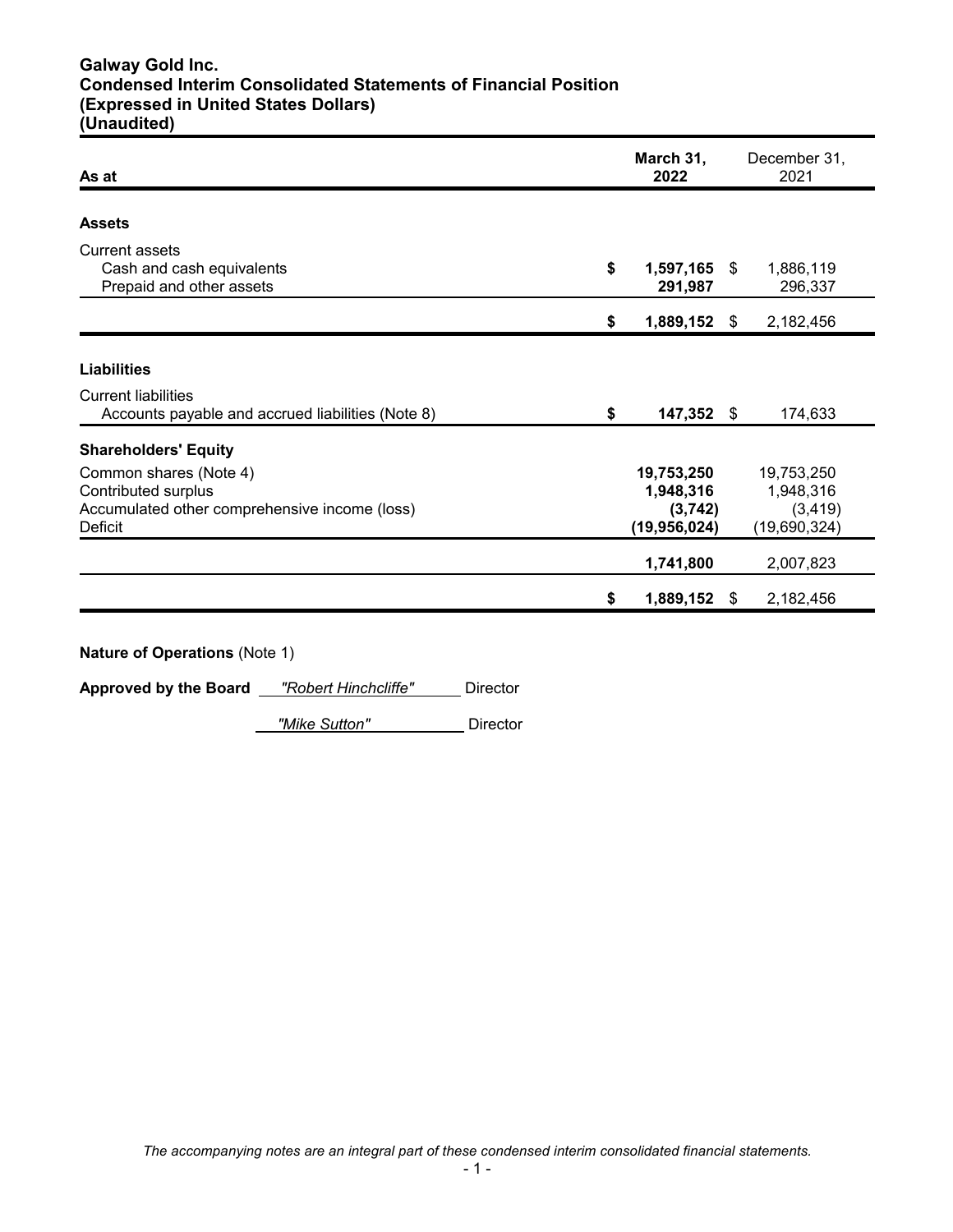# Galway Gold Inc.
## Condensed Interim Consolidated Statements of Financial Position
## (Expressed in United States Dollars)
## (Unaudited)

| As at | March 31, 2022 | December 31, 2021 |
|---|---|---|
| **Assets** | | |
| Current assets | | |
| Cash and cash equivalents | **$ 1,597,165** | $ 1,886,119 |
| Prepaid and other assets | **291,987** | 296,337 |
| | **$ 1,889,152** | $ 2,182,456 |
| **Liabilities** | | |
| Current liabilities | | |
| Accounts payable and accrued liabilities (Note 8) | **$ 147,352** | $ 174,633 |
| **Shareholders' Equity** | | |
| Common shares (Note 4) | **19,753,250** | 19,753,250 |
| Contributed surplus | **1,948,316** | 1,948,316 |
| Accumulated other comprehensive income (loss) | **(3,742)** | (3,419) |
| Deficit | **(19,956,024)** | (19,690,324) |
| | **1,741,800** | 2,007,823 |
| | **$ 1,889,152** | $ 2,182,456 |

**Nature of Operations** (Note 1)

**Approved by the Board** *"Robert Hinchcliffe"* Director

*"Mike Sutton"* Director

*The accompanying notes are an integral part of these condensed interim consolidated financial statements.*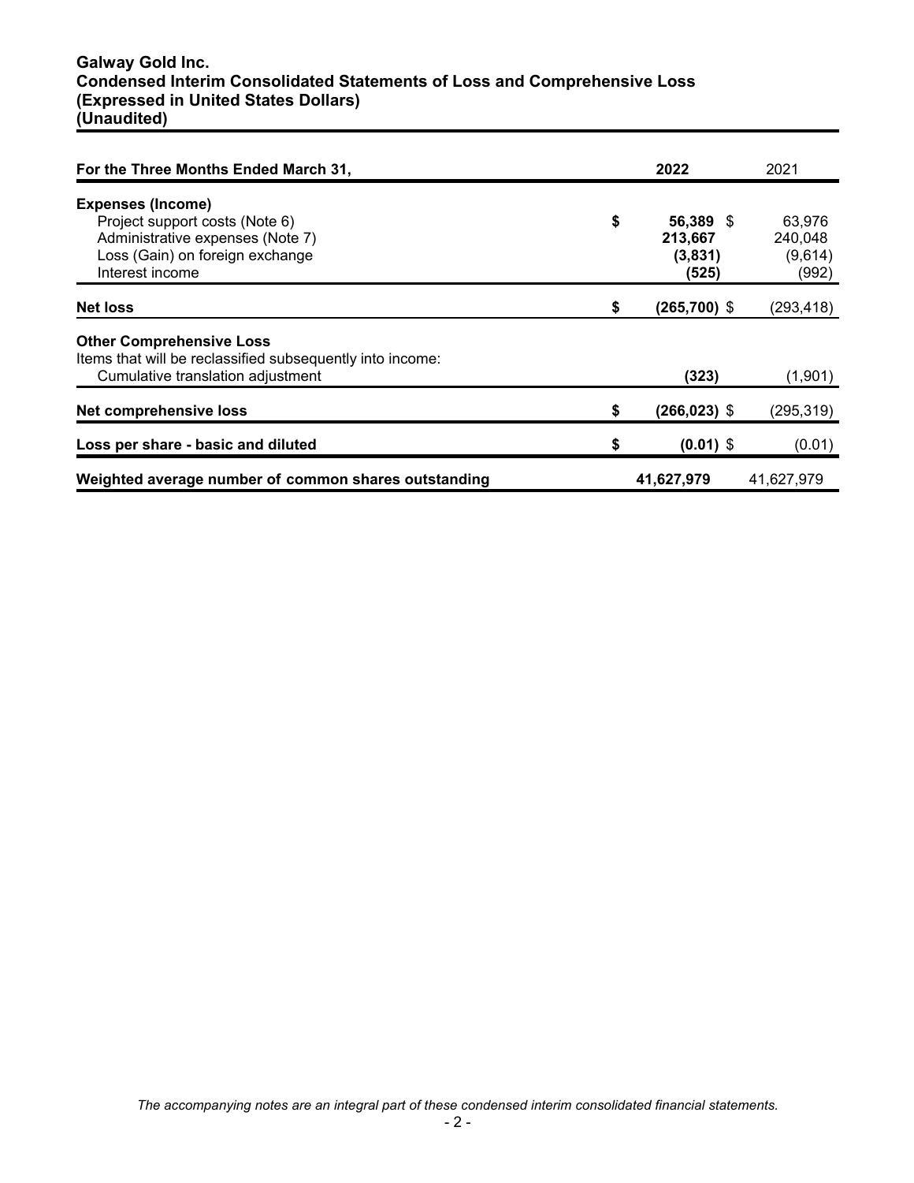**Galway Gold Inc.**
**Condensed Interim Consolidated Statements of Loss and Comprehensive Loss**
**(Expressed in United States Dollars)**
**(Unaudited)**

| For the Three Months Ended March 31, | 2022 | 2021 |
|---|---|---|
| **Expenses (Income)** | | |
| Project support costs (Note 6) | $ **56,389** | $ 63,976 |
| Administrative expenses (Note 7) | **213,667** | 240,048 |
| Loss (Gain) on foreign exchange | **(3,831)** | (9,614) |
| Interest income | **(525)** | (992) |
| **Net loss** | $ **(265,700)** | $ (293,418) |
| **Other Comprehensive Loss** | | |
| Items that will be reclassified subsequently into income: | | |
| Cumulative translation adjustment | **(323)** | (1,901) |
| **Net comprehensive loss** | $ **(266,023)** | $ (295,319) |
| **Loss per share - basic and diluted** | $ **(0.01)** | $ (0.01) |
| **Weighted average number of common shares outstanding** | **41,627,979** | 41,627,979 |

*The accompanying notes are an integral part of these condensed interim consolidated financial statements.*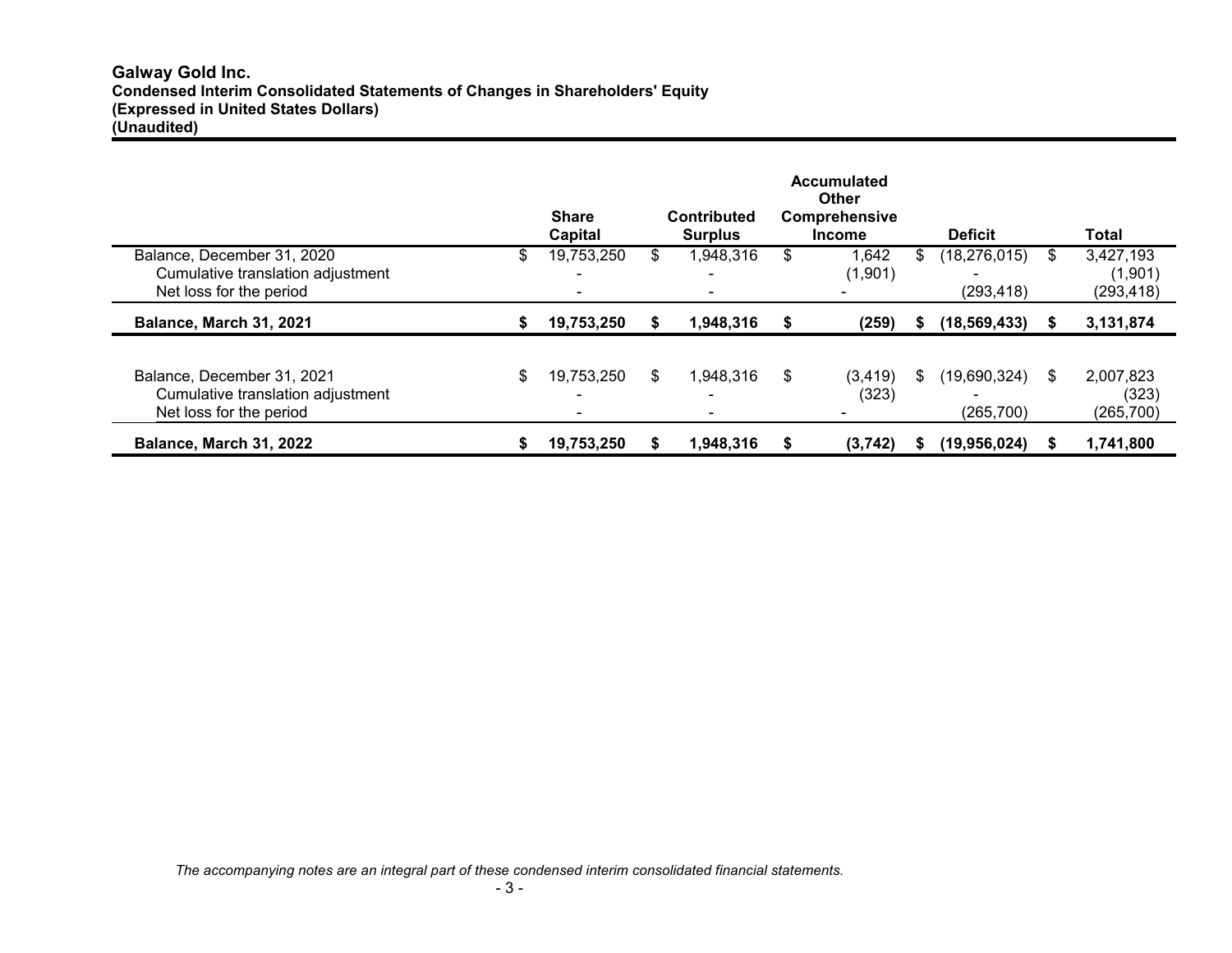**Galway Gold Inc.**
**Condensed Interim Consolidated Statements of Changes in Shareholders' Equity**
**(Expressed in United States Dollars)**
**(Unaudited)**

| | Share Capital | Contributed Surplus | Accumulated Other Comprehensive Income | Deficit | Total |
|---|---|---|---|---|---|
| Balance, December 31, 2020 | $ 19,753,250 | $ 1,948,316 | $ 1,642 | $ (18,276,015) | $ 3,427,193 |
| Cumulative translation adjustment | - | - | (1,901) | - | (1,901) |
| Net loss for the period | - | - | - | (293,418) | (293,418) |
| **Balance, March 31, 2021** | **$ 19,753,250** | **$ 1,948,316** | **$ (259)** | **$ (18,569,433)** | **$ 3,131,874** |
| | | | | | |
| Balance, December 31, 2021 | $ 19,753,250 | $ 1,948,316 | $ (3,419) | $ (19,690,324) | $ 2,007,823 |
| Cumulative translation adjustment | - | - | (323) | - | (323) |
| Net loss for the period | - | - | - | (265,700) | (265,700) |
| **Balance, March 31, 2022** | **$ 19,753,250** | **$ 1,948,316** | **$ (3,742)** | **$ (19,956,024)** | **$ 1,741,800** |

*The accompanying notes are an integral part of these condensed interim consolidated financial statements.*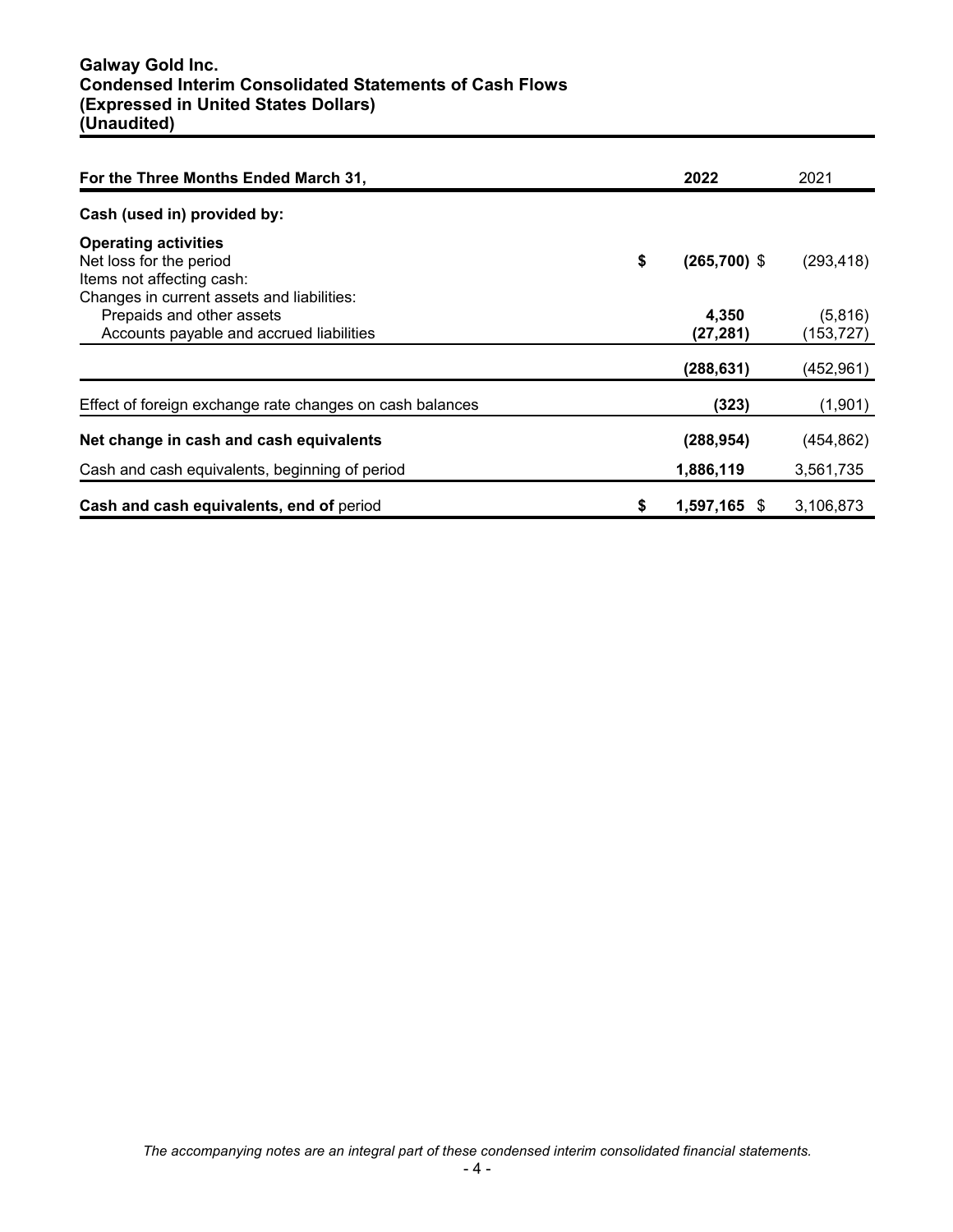# Galway Gold Inc.
## Condensed Interim Consolidated Statements of Cash Flows
## (Expressed in United States Dollars)
## (Unaudited)

| For the Three Months Ended March 31, | 2022 | 2021 |
| --- | --- | --- |
| **Cash (used in) provided by:** | | |
| **Operating activities** | | |
| Net loss for the period | $ **(265,700)** | $ (293,418) |
| Items not affecting cash: | | |
| Changes in current assets and liabilities: | | |
| Prepaids and other assets | **4,350** | (5,816) |
| Accounts payable and accrued liabilities | **(27,281)** | (153,727) |
| | **(288,631)** | (452,961) |
| Effect of foreign exchange rate changes on cash balances | **(323)** | (1,901) |
| **Net change in cash and cash equivalents** | **(288,954)** | (454,862) |
| Cash and cash equivalents, beginning of period | **1,886,119** | 3,561,735 |
| **Cash and cash equivalents, end of** period | $ **1,597,165** | $ 3,106,873 |

*The accompanying notes are an integral part of these condensed interim consolidated financial statements.*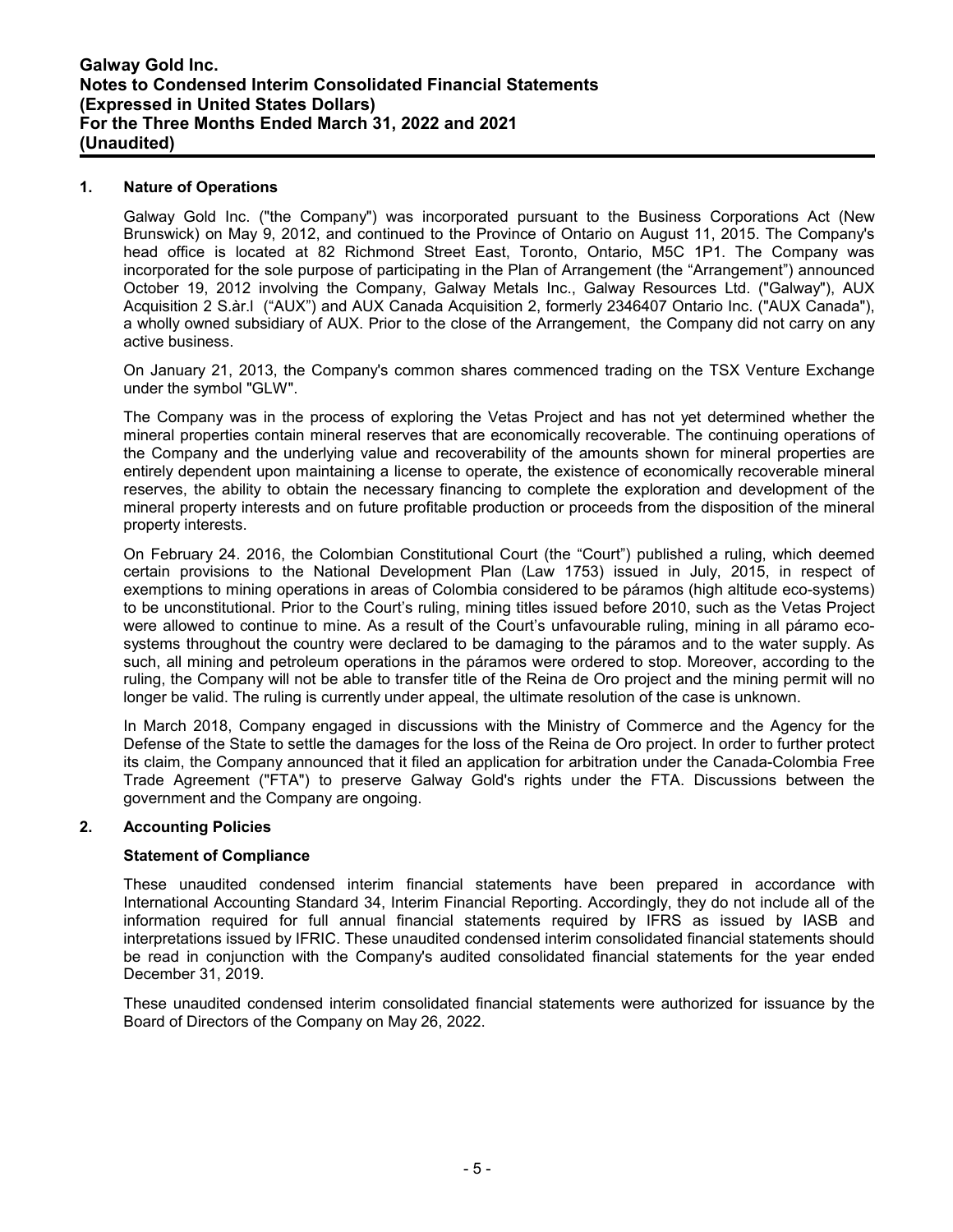## 1. Nature of Operations

Galway Gold Inc. ("the Company") was incorporated pursuant to the Business Corporations Act (New Brunswick) on May 9, 2012, and continued to the Province of Ontario on August 11, 2015. The Company's head office is located at 82 Richmond Street East, Toronto, Ontario, M5C 1P1. The Company was incorporated for the sole purpose of participating in the Plan of Arrangement (the "Arrangement") announced October 19, 2012 involving the Company, Galway Metals Inc., Galway Resources Ltd. ("Galway"), AUX Acquisition 2 S.àr.l ("AUX") and AUX Canada Acquisition 2, formerly 2346407 Ontario Inc. ("AUX Canada"), a wholly owned subsidiary of AUX. Prior to the close of the Arrangement, the Company did not carry on any active business.

On January 21, 2013, the Company's common shares commenced trading on the TSX Venture Exchange under the symbol "GLW".

The Company was in the process of exploring the Vetas Project and has not yet determined whether the mineral properties contain mineral reserves that are economically recoverable. The continuing operations of the Company and the underlying value and recoverability of the amounts shown for mineral properties are entirely dependent upon maintaining a license to operate, the existence of economically recoverable mineral reserves, the ability to obtain the necessary financing to complete the exploration and development of the mineral property interests and on future profitable production or proceeds from the disposition of the mineral property interests.

On February 24. 2016, the Colombian Constitutional Court (the "Court") published a ruling, which deemed certain provisions to the National Development Plan (Law 1753) issued in July, 2015, in respect of exemptions to mining operations in areas of Colombia considered to be páramos (high altitude eco-systems) to be unconstitutional. Prior to the Court's ruling, mining titles issued before 2010, such as the Vetas Project were allowed to continue to mine. As a result of the Court's unfavourable ruling, mining in all páramo eco-systems throughout the country were declared to be damaging to the páramos and to the water supply. As such, all mining and petroleum operations in the páramos were ordered to stop. Moreover, according to the ruling, the Company will not be able to transfer title of the Reina de Oro project and the mining permit will no longer be valid. The ruling is currently under appeal, the ultimate resolution of the case is unknown.

In March 2018, Company engaged in discussions with the Ministry of Commerce and the Agency for the Defense of the State to settle the damages for the loss of the Reina de Oro project. In order to further protect its claim, the Company announced that it filed an application for arbitration under the Canada-Colombia Free Trade Agreement ("FTA") to preserve Galway Gold's rights under the FTA. Discussions between the government and the Company are ongoing.

## 2. Accounting Policies

### Statement of Compliance

These unaudited condensed interim financial statements have been prepared in accordance with International Accounting Standard 34, Interim Financial Reporting. Accordingly, they do not include all of the information required for full annual financial statements required by IFRS as issued by IASB and interpretations issued by IFRIC. These unaudited condensed interim consolidated financial statements should be read in conjunction with the Company's audited consolidated financial statements for the year ended December 31, 2019.

These unaudited condensed interim consolidated financial statements were authorized for issuance by the Board of Directors of the Company on May 26, 2022.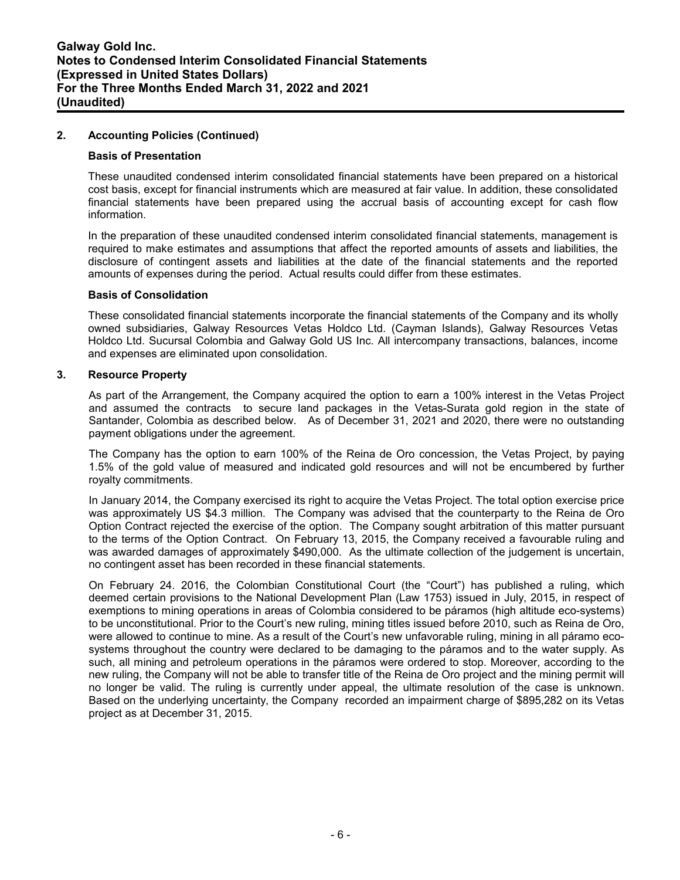## 2. Accounting Policies (Continued)

### Basis of Presentation

These unaudited condensed interim consolidated financial statements have been prepared on a historical cost basis, except for financial instruments which are measured at fair value. In addition, these consolidated financial statements have been prepared using the accrual basis of accounting except for cash flow information.

In the preparation of these unaudited condensed interim consolidated financial statements, management is required to make estimates and assumptions that affect the reported amounts of assets and liabilities, the disclosure of contingent assets and liabilities at the date of the financial statements and the reported amounts of expenses during the period. Actual results could differ from these estimates.

### Basis of Consolidation

These consolidated financial statements incorporate the financial statements of the Company and its wholly owned subsidiaries, Galway Resources Vetas Holdco Ltd. (Cayman Islands), Galway Resources Vetas Holdco Ltd. Sucursal Colombia and Galway Gold US Inc. All intercompany transactions, balances, income and expenses are eliminated upon consolidation.

## 3. Resource Property

As part of the Arrangement, the Company acquired the option to earn a 100% interest in the Vetas Project and assumed the contracts to secure land packages in the Vetas-Surata gold region in the state of Santander, Colombia as described below. As of December 31, 2021 and 2020, there were no outstanding payment obligations under the agreement.

The Company has the option to earn 100% of the Reina de Oro concession, the Vetas Project, by paying 1.5% of the gold value of measured and indicated gold resources and will not be encumbered by further royalty commitments.

In January 2014, the Company exercised its right to acquire the Vetas Project. The total option exercise price was approximately US $4.3 million. The Company was advised that the counterparty to the Reina de Oro Option Contract rejected the exercise of the option. The Company sought arbitration of this matter pursuant to the terms of the Option Contract. On February 13, 2015, the Company received a favourable ruling and was awarded damages of approximately $490,000. As the ultimate collection of the judgement is uncertain, no contingent asset has been recorded in these financial statements.

On February 24. 2016, the Colombian Constitutional Court (the "Court") has published a ruling, which deemed certain provisions to the National Development Plan (Law 1753) issued in July, 2015, in respect of exemptions to mining operations in areas of Colombia considered to be páramos (high altitude eco-systems) to be unconstitutional. Prior to the Court's new ruling, mining titles issued before 2010, such as Reina de Oro, were allowed to continue to mine. As a result of the Court's new unfavorable ruling, mining in all páramo eco-systems throughout the country were declared to be damaging to the páramos and to the water supply. As such, all mining and petroleum operations in the páramos were ordered to stop. Moreover, according to the new ruling, the Company will not be able to transfer title of the Reina de Oro project and the mining permit will no longer be valid. The ruling is currently under appeal, the ultimate resolution of the case is unknown. Based on the underlying uncertainty, the Company recorded an impairment charge of $895,282 on its Vetas project as at December 31, 2015.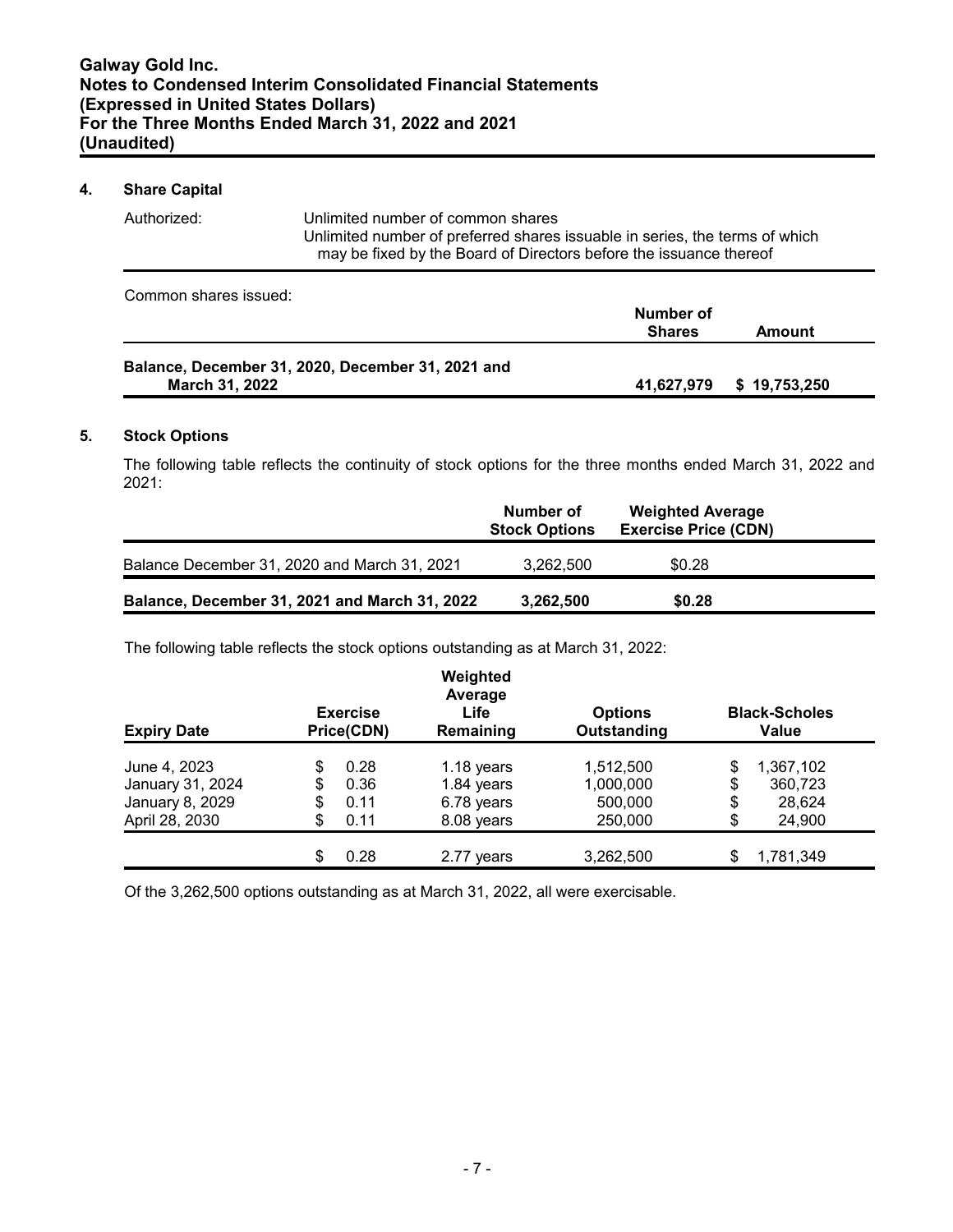## 4. Share Capital

| Authorized: | Unlimited number of common shares<br>Unlimited number of preferred shares issuable in series, the terms of which may be fixed by the Board of Directors before the issuance thereof |
|---|---|

Common shares issued:

| | Number of Shares | Amount |
|---|---|---|
| **Balance, December 31, 2020, December 31, 2021 and March 31, 2022** | **41,627,979** | **$ 19,753,250** |

## 5. Stock Options

The following table reflects the continuity of stock options for the three months ended March 31, 2022 and 2021:

| | Number of Stock Options | Weighted Average Exercise Price (CDN) |
|---|---|---|
| Balance December 31, 2020 and March 31, 2021 | 3,262,500 | $0.28 |
| **Balance, December 31, 2021 and March 31, 2022** | **3,262,500** | **$0.28** |

The following table reflects the stock options outstanding as at March 31, 2022:

| Expiry Date | Exercise Price(CDN) | Weighted Average Life Remaining | Options Outstanding | Black-Scholes Value |
|---|---|---|---|---|
| June 4, 2023 | $ 0.28 | 1.18 years | 1,512,500 | $ 1,367,102 |
| January 31, 2024 | $ 0.36 | 1.84 years | 1,000,000 | $ 360,723 |
| January 8, 2029 | $ 0.11 | 6.78 years | 500,000 | $ 28,624 |
| April 28, 2030 | $ 0.11 | 8.08 years | 250,000 | $ 24,900 |
| | $ 0.28 | 2.77 years | 3,262,500 | $ 1,781,349 |

Of the 3,262,500 options outstanding as at March 31, 2022, all were exercisable.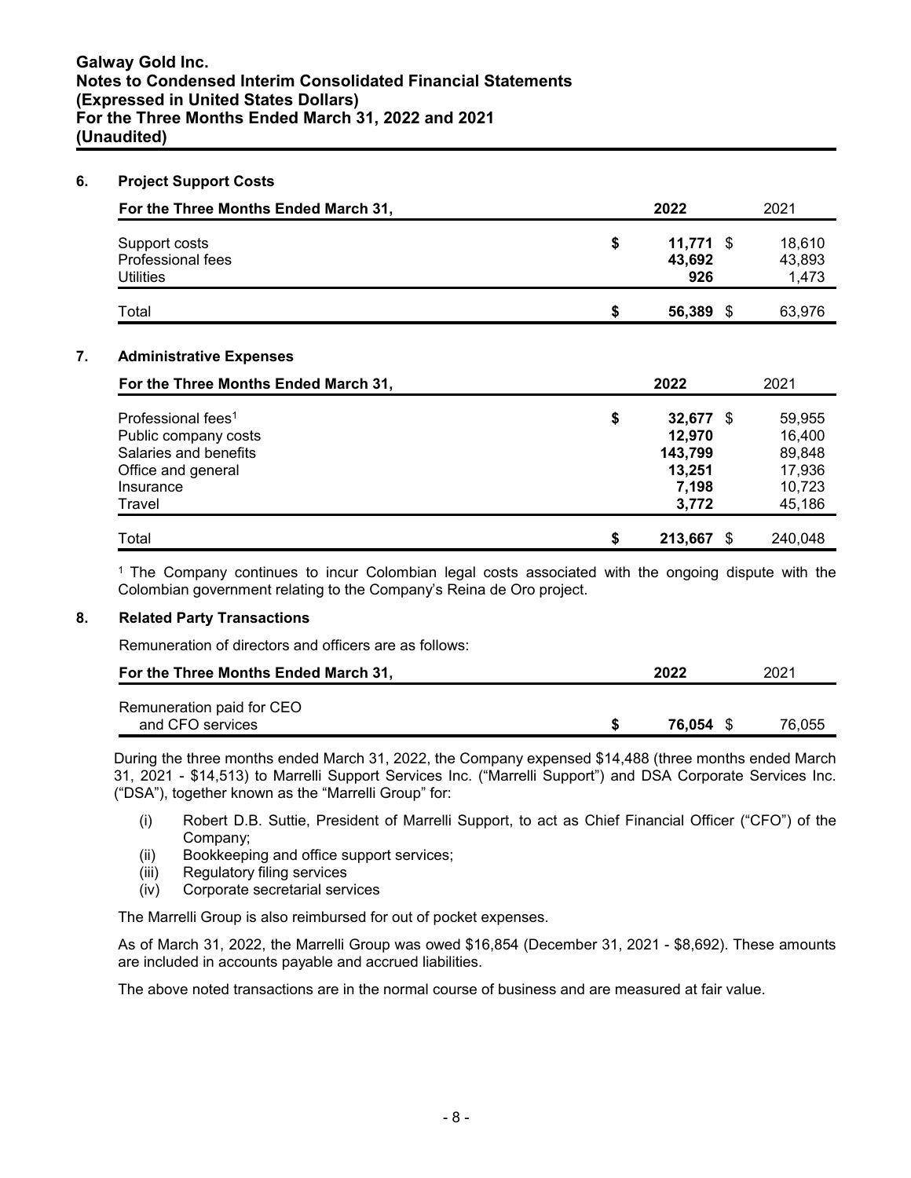## 6. Project Support Costs

| For the Three Months Ended March 31, | | 2022 | | 2021 |
|---|---|---|---|---|
| Support costs | $ | **11,771** | $ | 18,610 |
| Professional fees | | **43,692** | | 43,893 |
| Utilities | | **926** | | 1,473 |
| Total | $ | **56,389** | $ | 63,976 |

## 7. Administrative Expenses

| For the Three Months Ended March 31, | | 2022 | | 2021 |
|---|---|---|---|---|
| Professional fees[1] | $ | **32,677** | $ | 59,955 |
| Public company costs | | **12,970** | | 16,400 |
| Salaries and benefits | | **143,799** | | 89,848 |
| Office and general | | **13,251** | | 17,936 |
| Insurance | | **7,198** | | 10,723 |
| Travel | | **3,772** | | 45,186 |
| Total | $ | **213,667** | $ | 240,048 |

[1] The Company continues to incur Colombian legal costs associated with the ongoing dispute with the Colombian government relating to the Company's Reina de Oro project.

## 8. Related Party Transactions

Remuneration of directors and officers are as follows:

| For the Three Months Ended March 31, | | 2022 | | 2021 |
|---|---|---|---|---|
| Remuneration paid for CEO and CFO services | $ | **76,054** | $ | 76,055 |

During the three months ended March 31, 2022, the Company expensed $14,488 (three months ended March 31, 2021 - $14,513) to Marrelli Support Services Inc. ("Marrelli Support") and DSA Corporate Services Inc. ("DSA"), together known as the "Marrelli Group" for:

(i) Robert D.B. Suttie, President of Marrelli Support, to act as Chief Financial Officer ("CFO") of the Company;
(ii) Bookkeeping and office support services;
(iii) Regulatory filing services
(iv) Corporate secretarial services

The Marrelli Group is also reimbursed for out of pocket expenses.

As of March 31, 2022, the Marrelli Group was owed $16,854 (December 31, 2021 - $8,692). These amounts are included in accounts payable and accrued liabilities.

The above noted transactions are in the normal course of business and are measured at fair value.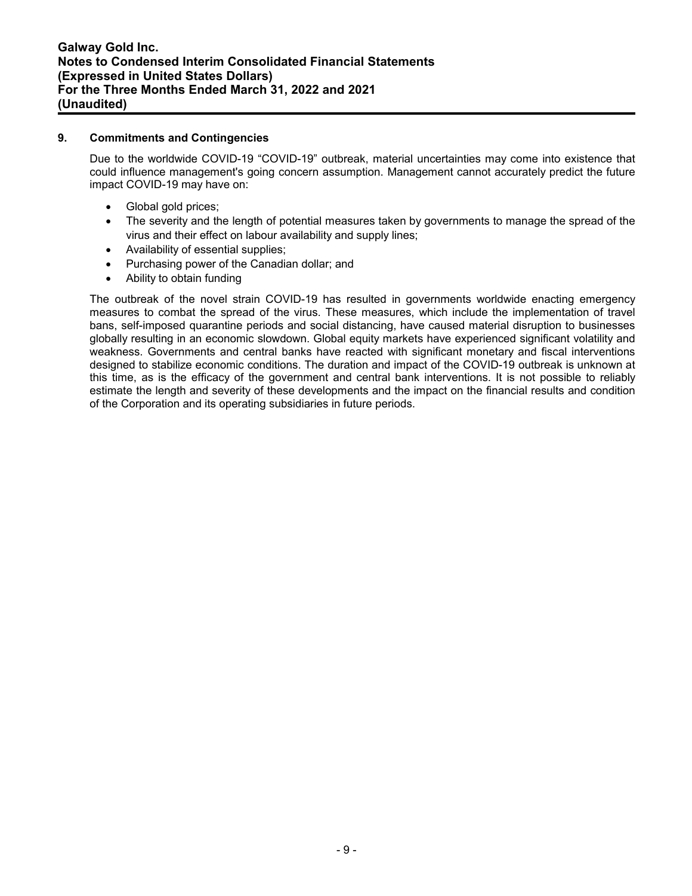## 9. Commitments and Contingencies

Due to the worldwide COVID-19 "COVID-19" outbreak, material uncertainties may come into existence that could influence management's going concern assumption. Management cannot accurately predict the future impact COVID-19 may have on:

- Global gold prices;
- The severity and the length of potential measures taken by governments to manage the spread of the virus and their effect on labour availability and supply lines;
- Availability of essential supplies;
- Purchasing power of the Canadian dollar; and
- Ability to obtain funding

The outbreak of the novel strain COVID-19 has resulted in governments worldwide enacting emergency measures to combat the spread of the virus. These measures, which include the implementation of travel bans, self-imposed quarantine periods and social distancing, have caused material disruption to businesses globally resulting in an economic slowdown. Global equity markets have experienced significant volatility and weakness. Governments and central banks have reacted with significant monetary and fiscal interventions designed to stabilize economic conditions. The duration and impact of the COVID-19 outbreak is unknown at this time, as is the efficacy of the government and central bank interventions. It is not possible to reliably estimate the length and severity of these developments and the impact on the financial results and condition of the Corporation and its operating subsidiaries in future periods.